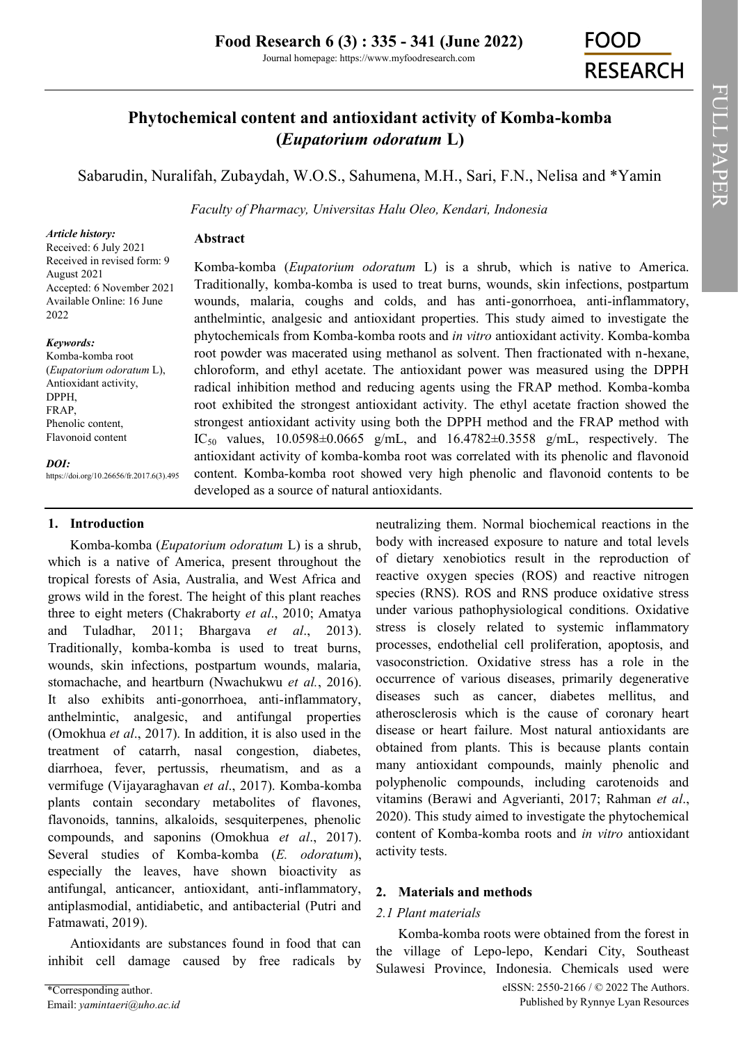# Phytochemical content and antioxidant activity of Komba-komba (*Eupatorium odoratum* L)

Sabarudin, Nuralifah, Zubaydah, W.O.S., Sahumena, M.H., Sari, F.N., Nelisa and *Yamin

*Faculty of Pharmacy, Universitas Halu Oleo, Kendari, Indonesia*

***Article history:***
Received: 6 July 2021
Received in revised form: 9 August 2021
Accepted: 6 November 2021
Available Online: 16 June 2022

***Keywords:***
Komba-komba root (*Eupatorium odoratum* L),
Antioxidant activity,
DPPH,
FRAP,
Phenolic content,
Flavonoid content

***DOI:***
https://doi.org/10.26656/fr.2017.6(3).495

## Abstract

Komba-komba (*Eupatorium odoratum* L) is a shrub, which is native to America. Traditionally, komba-komba is used to treat burns, wounds, skin infections, postpartum wounds, malaria, coughs and colds, and has anti-gonorrhoea, anti-inflammatory, anthelmintic, analgesic and antioxidant properties. This study aimed to investigate the phytochemicals from Komba-komba roots and *in vitro* antioxidant activity. Komba-komba root powder was macerated using methanol as solvent. Then fractionated with n-hexane, chloroform, and ethyl acetate. The antioxidant power was measured using the DPPH radical inhibition method and reducing agents using the FRAP method. Komba-komba root exhibited the strongest antioxidant activity. The ethyl acetate fraction showed the strongest antioxidant activity using both the DPPH method and the FRAP method with $IC_{50}$ values, 10.0598±0.0665 g/mL, and 16.4782±0.3558 g/mL, respectively. The antioxidant activity of komba-komba root was correlated with its phenolic and flavonoid content. Komba-komba root showed very high phenolic and flavonoid contents to be developed as a source of natural antioxidants.

## 1. Introduction

Komba-komba (*Eupatorium odoratum* L) is a shrub, which is a native of America, present throughout the tropical forests of Asia, Australia, and West Africa and grows wild in the forest. The height of this plant reaches three to eight meters (Chakraborty *et al*., 2010; Amatya and Tuladhar, 2011; Bhargava *et al*., 2013). Traditionally, komba-komba is used to treat burns, wounds, skin infections, postpartum wounds, malaria, stomachache, and heartburn (Nwachukwu *et al.*, 2016). It also exhibits anti-gonorrhoea, anti-inflammatory, anthelmintic, analgesic, and antifungal properties (Omokhua *et al*., 2017). In addition, it is also used in the treatment of catarrh, nasal congestion, diabetes, diarrhoea, fever, pertussis, rheumatism, and as a vermifuge (Vijayaraghavan *et al*., 2017). Komba-komba plants contain secondary metabolites of flavones, flavonoids, tannins, alkaloids, sesquiterpenes, phenolic compounds, and saponins (Omokhua *et al*., 2017). Several studies of Komba-komba (*E. odoratum*), especially the leaves, have shown bioactivity as antifungal, anticancer, antioxidant, anti-inflammatory, antiplasmodial, antidiabetic, and antibacterial (Putri and Fatmawati, 2019).

Antioxidants are substances found in food that can inhibit cell damage caused by free radicals by neutralizing them. Normal biochemical reactions in the body with increased exposure to nature and total levels of dietary xenobiotics result in the reproduction of reactive oxygen species (ROS) and reactive nitrogen species (RNS). ROS and RNS produce oxidative stress under various pathophysiological conditions. Oxidative stress is closely related to systemic inflammatory processes, endothelial cell proliferation, apoptosis, and vasoconstriction. Oxidative stress has a role in the occurrence of various diseases, primarily degenerative diseases such as cancer, diabetes mellitus, and atherosclerosis which is the cause of coronary heart disease or heart failure. Most natural antioxidants are obtained from plants. This is because plants contain many antioxidant compounds, mainly phenolic and polyphenolic compounds, including carotenoids and vitamins (Berawi and Agverianti, 2017; Rahman *et al*., 2020). This study aimed to investigate the phytochemical content of Komba-komba roots and *in vitro* antioxidant activity tests.

## 2. Materials and methods

### 2.1 Plant materials

Komba-komba roots were obtained from the forest in the village of Lepo-lepo, Kendari City, Southeast Sulawesi Province, Indonesia. Chemicals used were

*Corresponding author.
Email: *yamintaeri@uho.ac.id*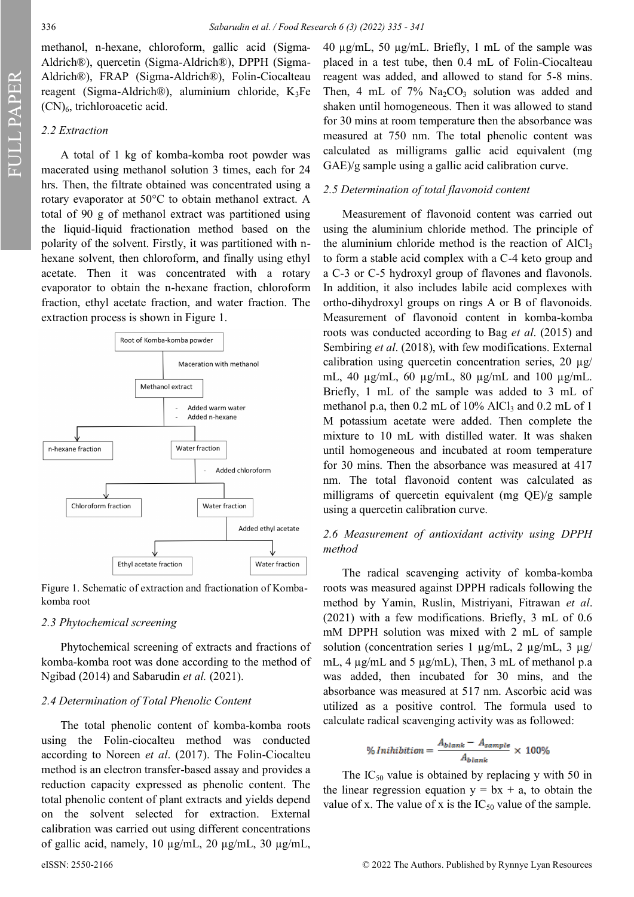methanol, n-hexane, chloroform, gallic acid (Sigma-Aldrich®), quercetin (Sigma-Aldrich®), DPPH (Sigma-Aldrich®), FRAP (Sigma-Aldrich®), Folin-Ciocalteau reagent (Sigma-Aldrich®), aluminium chloride, $K_3Fe(CN)_6$, trichloroacetic acid.

### *2.2 Extraction*

A total of 1 kg of komba-komba root powder was macerated using methanol solution 3 times, each for 24 hrs. Then, the filtrate obtained was concentrated using a rotary evaporator at 50°C to obtain methanol extract. A total of 90 g of methanol extract was partitioned using the liquid-liquid fractionation method based on the polarity of the solvent. Firstly, it was partitioned with n-hexane solvent, then chloroform, and finally using ethyl acetate. Then it was concentrated with a rotary evaporator to obtain the n-hexane fraction, chloroform fraction, ethyl acetate fraction, and water fraction. The extraction process is shown in Figure 1.

Figure 1. Schematic of extraction and fractionation of Komba-komba root

### *2.3 Phytochemical screening*

Phytochemical screening of extracts and fractions of komba-komba root was done according to the method of Ngibad (2014) and Sabarudin *et al.* (2021).

### *2.4 Determination of Total Phenolic Content*

The total phenolic content of komba-komba roots using the Folin-ciocalteu method was conducted according to Noreen *et al*. (2017). The Folin-Ciocalteu method is an electron transfer-based assay and provides a reduction capacity expressed as phenolic content. The total phenolic content of plant extracts and yields depend on the solvent selected for extraction. External calibration was carried out using different concentrations of gallic acid, namely, 10 µg/mL, 20 µg/mL, 30 µg/mL, 40 µg/mL, 50 µg/mL. Briefly, 1 mL of the sample was placed in a test tube, then 0.4 mL of Folin-Ciocalteau reagent was added, and allowed to stand for 5-8 mins. Then, 4 mL of 7% $Na_2CO_3$ solution was added and shaken until homogeneous. Then it was allowed to stand for 30 mins at room temperature then the absorbance was measured at 750 nm. The total phenolic content was calculated as milligrams gallic acid equivalent (mg GAE)/g sample using a gallic acid calibration curve.

### *2.5 Determination of total flavonoid content*

Measurement of flavonoid content was carried out using the aluminium chloride method. The principle of the aluminium chloride method is the reaction of $AlCl_3$ to form a stable acid complex with a C-4 keto group and a C-3 or C-5 hydroxyl group of flavones and flavonols. In addition, it also includes labile acid complexes with ortho-dihydroxyl groups on rings A or B of flavonoids. Measurement of flavonoid content in komba-komba roots was conducted according to Bag *et al*. (2015) and Sembiring *et al*. (2018), with few modifications. External calibration using quercetin concentration series, 20 µg/mL, 40 µg/mL, 60 µg/mL, 80 µg/mL and 100 µg/mL. Briefly, 1 mL of the sample was added to 3 mL of methanol p.a, then 0.2 mL of 10% $AlCl_3$ and 0.2 mL of 1 M potassium acetate were added. Then complete the mixture to 10 mL with distilled water. It was shaken until homogeneous and incubated at room temperature for 30 mins. Then the absorbance was measured at 417 nm. The total flavonoid content was calculated as milligrams of quercetin equivalent (mg QE)/g sample using a quercetin calibration curve.

### *2.6 Measurement of antioxidant activity using DPPH method*

The radical scavenging activity of komba-komba roots was measured against DPPH radicals following the method by Yamin, Ruslin, Mistriyani, Fitrawan *et al*. (2021) with a few modifications. Briefly, 3 mL of 0.6 mM DPPH solution was mixed with 2 mL of sample solution (concentration series 1 µg/mL, 2 µg/mL, 3 µg/mL, 4 µg/mL and 5 µg/mL), Then, 3 mL of methanol p.a was added, then incubated for 30 mins, and the absorbance was measured at 517 nm. Ascorbic acid was utilized as a positive control. The formula used to calculate radical scavenging activity was as followed:

$$\% \, Inhibition = \frac{A_{blank} - A_{sample}}{A_{blank}} \times 100\%$$

The $IC_{50}$ value is obtained by replacing y with 50 in the linear regression equation $y = bx + a$, to obtain the value of x. The value of x is the $IC_{50}$ value of the sample.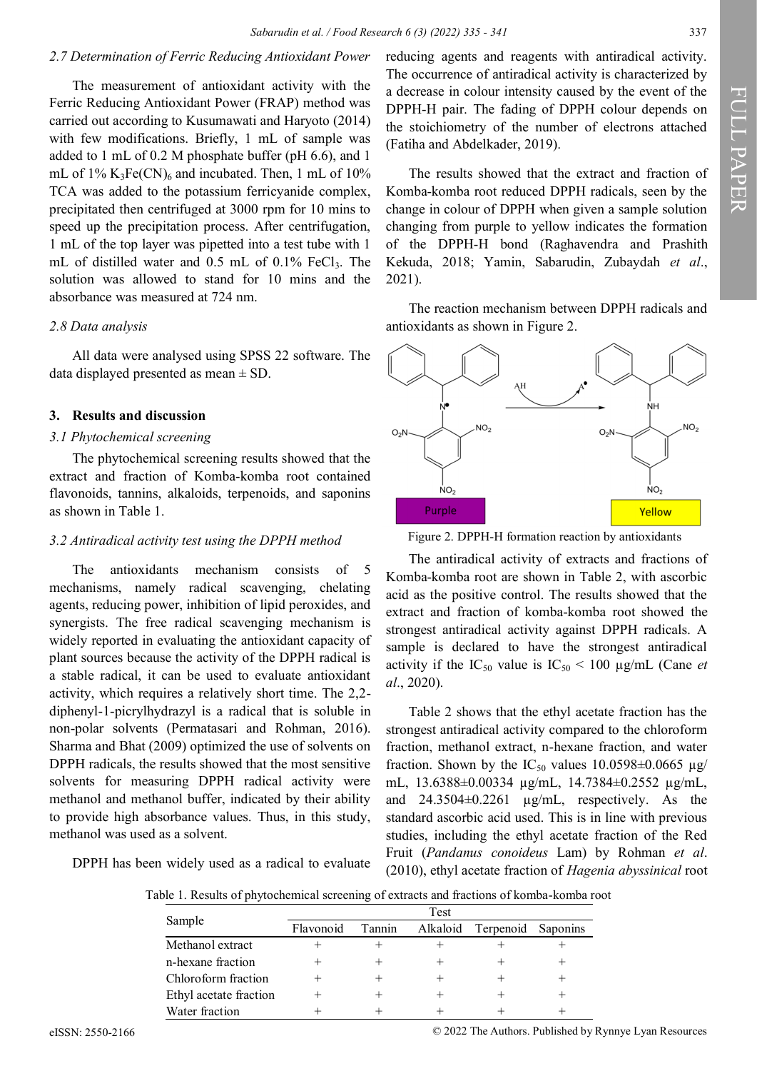### 2.7 Determination of Ferric Reducing Antioxidant Power

The measurement of antioxidant activity with the Ferric Reducing Antioxidant Power (FRAP) method was carried out according to Kusumawati and Haryoto (2014) with few modifications. Briefly, 1 mL of sample was added to 1 mL of 0.2 M phosphate buffer (pH 6.6), and 1 mL of 1% $K_3Fe(CN)_6$ and incubated. Then, 1 mL of 10% TCA was added to the potassium ferricyanide complex, precipitated then centrifuged at 3000 rpm for 10 mins to speed up the precipitation process. After centrifugation, 1 mL of the top layer was pipetted into a test tube with 1 mL of distilled water and 0.5 mL of 0.1% $FeCl_3$. The solution was allowed to stand for 10 mins and the absorbance was measured at 724 nm.

### 2.8 Data analysis

All data were analysed using SPSS 22 software. The data displayed presented as mean ± SD.

## 3. Results and discussion

### 3.1 Phytochemical screening

The phytochemical screening results showed that the extract and fraction of Komba-komba root contained flavonoids, tannins, alkaloids, terpenoids, and saponins as shown in Table 1.

### 3.2 Antiradical activity test using the DPPH method

The antioxidants mechanism consists of 5 mechanisms, namely radical scavenging, chelating agents, reducing power, inhibition of lipid peroxides, and synergists. The free radical scavenging mechanism is widely reported in evaluating the antioxidant capacity of plant sources because the activity of the DPPH radical is a stable radical, it can be used to evaluate antioxidant activity, which requires a relatively short time. The 2,2-diphenyl-1-picrylhydrazyl is a radical that is soluble in non-polar solvents (Permatasari and Rohman, 2016). Sharma and Bhat (2009) optimized the use of solvents on DPPH radicals, the results showed that the most sensitive solvents for measuring DPPH radical activity were methanol and methanol buffer, indicated by their ability to provide high absorbance values. Thus, in this study, methanol was used as a solvent.

DPPH has been widely used as a radical to evaluate reducing agents and reagents with antiradical activity. The occurrence of antiradical activity is characterized by a decrease in colour intensity caused by the event of the DPPH-H pair. The fading of DPPH colour depends on the stoichiometry of the number of electrons attached (Fatiha and Abdelkader, 2019).

The results showed that the extract and fraction of Komba-komba root reduced DPPH radicals, seen by the change in colour of DPPH when given a sample solution changing from purple to yellow indicates the formation of the DPPH-H bond (Raghavendra and Prashith Kekuda, 2018; Yamin, Sabarudin, Zubaydah *et al*., 2021).

The reaction mechanism between DPPH radicals and antioxidants as shown in Figure 2.

Figure 2. DPPH-H formation reaction by antioxidants

The antiradical activity of extracts and fractions of Komba-komba root are shown in Table 2, with ascorbic acid as the positive control. The results showed that the extract and fraction of komba-komba root showed the strongest antiradical activity against DPPH radicals. A sample is declared to have the strongest antiradical activity if the $IC_{50}$ value is $IC_{50}$ < 100 µg/mL (Cane *et al*., 2020).

Table 2 shows that the ethyl acetate fraction has the strongest antiradical activity compared to the chloroform fraction, methanol extract, n-hexane fraction, and water fraction. Shown by the $IC_{50}$ values 10.0598±0.0665 µg/mL, 13.6388±0.00334 µg/mL, 14.7384±0.2552 µg/mL, and 24.3504±0.2261 µg/mL, respectively. As the standard ascorbic acid used. This is in line with previous studies, including the ethyl acetate fraction of the Red Fruit (*Pandanus conoideus* Lam) by Rohman *et al*. (2010), ethyl acetate fraction of *Hagenia abyssinical* root

Table 1. Results of phytochemical screening of extracts and fractions of komba-komba root

| Sample | Test | | | | |
|---|---|---|---|---|---|
| | Flavonoid | Tannin | Alkaloid | Terpenoid | Saponins |
| Methanol extract | + | + | + | + | + |
| n-hexane fraction | + | + | + | + | + |
| Chloroform fraction | + | + | + | + | + |
| Ethyl acetate fraction | + | + | + | + | + |
| Water fraction | + | + | + | + | + |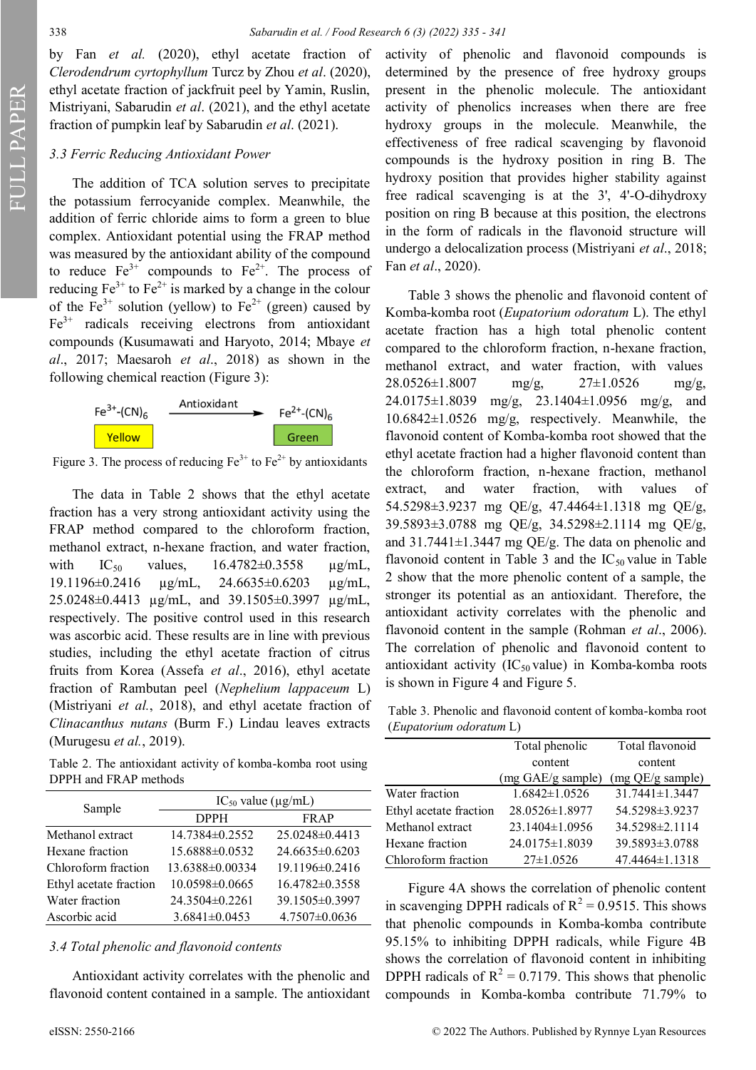by Fan *et al.* (2020), ethyl acetate fraction of *Clerodendrum cyrtophyllum* Turcz by Zhou *et al*. (2020), ethyl acetate fraction of jackfruit peel by Yamin, Ruslin, Mistriyani, Sabarudin *et al*. (2021), and the ethyl acetate fraction of pumpkin leaf by Sabarudin *et al*. (2021).

### 3.3 Ferric Reducing Antioxidant Power

The addition of TCA solution serves to precipitate the potassium ferrocyanide complex. Meanwhile, the addition of ferric chloride aims to form a green to blue complex. Antioxidant potential using the FRAP method was measured by the antioxidant ability of the compound to reduce $Fe^{3+}$ compounds to $Fe^{2+}$. The process of reducing $Fe^{3+}$ to $Fe^{2+}$ is marked by a change in the colour of the $Fe^{3+}$ solution (yellow) to $Fe^{2+}$ (green) caused by $Fe^{3+}$ radicals receiving electrons from antioxidant compounds (Kusumawati and Haryoto, 2014; Mbaye *et al*., 2017; Maesaroh *et al*., 2018) as shown in the following chemical reaction (Figure 3):

$$Fe^{3+}\text{-}(CN)_6 \ (\text{Yellow}) \xrightarrow{\text{Antioxidant}} Fe^{2+}\text{-}(CN)_6 \ (\text{Green})$$

Figure 3. The process of reducing $Fe^{3+}$ to $Fe^{2+}$ by antioxidants

The data in Table 2 shows that the ethyl acetate fraction has a very strong antioxidant activity using the FRAP method compared to the chloroform fraction, methanol extract, n-hexane fraction, and water fraction, with $IC_{50}$ values, 16.4782±0.3558 µg/mL, 19.1196±0.2416 µg/mL, 24.6635±0.6203 µg/mL, 25.0248±0.4413 µg/mL, and 39.1505±0.3997 µg/mL, respectively. The positive control used in this research was ascorbic acid. These results are in line with previous studies, including the ethyl acetate fraction of citrus fruits from Korea (Assefa *et al*., 2016), ethyl acetate fraction of Rambutan peel (*Nephelium lappaceum* L) (Mistriyani *et al.*, 2018), and ethyl acetate fraction of *Clinacanthus nutans* (Burm F.) Lindau leaves extracts (Murugesu *et al.*, 2019).

Table 2. The antioxidant activity of komba-komba root using DPPH and FRAP methods

| Sample | $IC_{50}$ value (µg/mL) | |
|---|---|---|
| | DPPH | FRAP |
| Methanol extract | 14.7384±0.2552 | 25.0248±0.4413 |
| Hexane fraction | 15.6888±0.0532 | 24.6635±0.6203 |
| Chloroform fraction | 13.6388±0.00334 | 19.1196±0.2416 |
| Ethyl acetate fraction | 10.0598±0.0665 | 16.4782±0.3558 |
| Water fraction | 24.3504±0.2261 | 39.1505±0.3997 |
| Ascorbic acid | 3.6841±0.0453 | 4.7507±0.0636 |

### 3.4 Total phenolic and flavonoid contents

Antioxidant activity correlates with the phenolic and flavonoid content contained in a sample. The antioxidant activity of phenolic and flavonoid compounds is determined by the presence of free hydroxy groups present in the phenolic molecule. The antioxidant activity of phenolics increases when there are free hydroxy groups in the molecule. Meanwhile, the effectiveness of free radical scavenging by flavonoid compounds is the hydroxy position in ring B. The hydroxy position that provides higher stability against free radical scavenging is at the 3', 4'-O-dihydroxy position on ring B because at this position, the electrons in the form of radicals in the flavonoid structure will undergo a delocalization process (Mistriyani *et al*., 2018; Fan *et al*., 2020).

Table 3 shows the phenolic and flavonoid content of Komba-komba root (*Eupatorium odoratum* L). The ethyl acetate fraction has a high total phenolic content compared to the chloroform fraction, n-hexane fraction, methanol extract, and water fraction, with values 28.0526±1.8007 mg/g, 27±1.0526 mg/g, 24.0175±1.8039 mg/g, 23.1404±1.0956 mg/g, and 10.6842±1.0526 mg/g, respectively. Meanwhile, the flavonoid content of Komba-komba root showed that the ethyl acetate fraction had a higher flavonoid content than the chloroform fraction, n-hexane fraction, methanol extract, and water fraction, with values of 54.5298±3.9237 mg QE/g, 47.4464±1.1318 mg QE/g, 39.5893±3.0788 mg QE/g, 34.5298±2.1114 mg QE/g, and 31.7441±1.3447 mg QE/g. The data on phenolic and flavonoid content in Table 3 and the $IC_{50}$ value in Table 2 show that the more phenolic content of a sample, the stronger its potential as an antioxidant. Therefore, the antioxidant activity correlates with the phenolic and flavonoid content in the sample (Rohman *et al*., 2006). The correlation of phenolic and flavonoid content to antioxidant activity ($IC_{50}$ value) in Komba-komba roots is shown in Figure 4 and Figure 5.

Table 3. Phenolic and flavonoid content of komba-komba root (*Eupatorium odoratum* L)

| | Total phenolic content (mg GAE/g sample) | Total flavonoid content (mg QE/g sample) |
|---|---|---|
| Water fraction | 1.6842±1.0526 | 31.7441±1.3447 |
| Ethyl acetate fraction | 28.0526±1.8977 | 54.5298±3.9237 |
| Methanol extract | 23.1404±1.0956 | 34.5298±2.1114 |
| Hexane fraction | 24.0175±1.8039 | 39.5893±3.0788 |
| Chloroform fraction | 27±1.0526 | 47.4464±1.1318 |

Figure 4A shows the correlation of phenolic content in scavenging DPPH radicals of $R^2$ = 0.9515. This shows that phenolic compounds in Komba-komba contribute 95.15% to inhibiting DPPH radicals, while Figure 4B shows the correlation of flavonoid content in inhibiting DPPH radicals of $R^2$ = 0.7179. This shows that phenolic compounds in Komba-komba contribute 71.79% to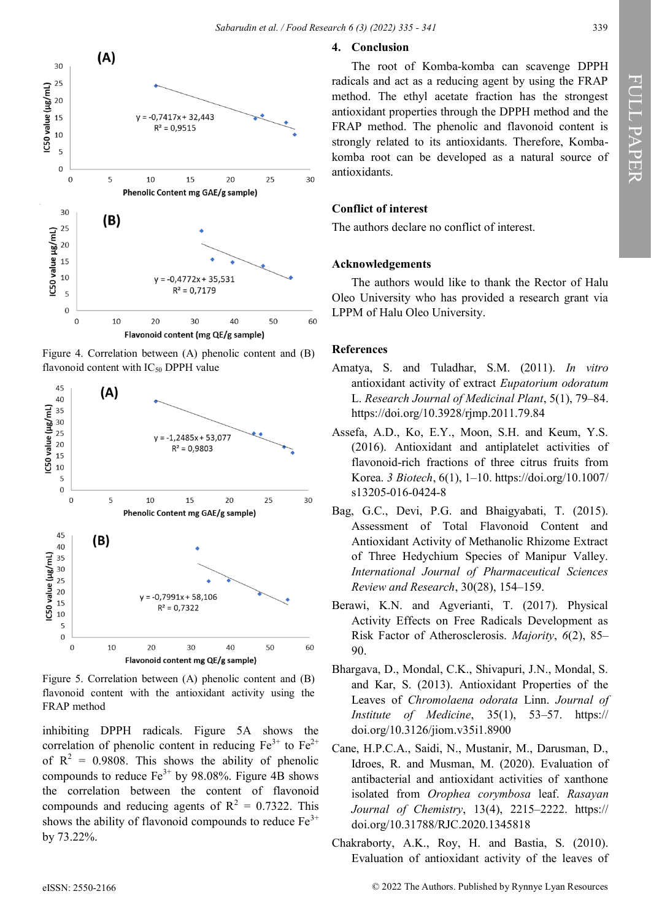Figure 4. Correlation between (A) phenolic content and (B) flavonoid content with $IC_{50}$ DPPH value

Figure 5. Correlation between (A) phenolic content and (B) flavonoid content with the antioxidant activity using the FRAP method

inhibiting DPPH radicals. Figure 5A shows the correlation of phenolic content in reducing $Fe^{3+}$ to $Fe^{2+}$ of $R^2$ = 0.9808. This shows the ability of phenolic compounds to reduce $Fe^{3+}$ by 98.08%. Figure 4B shows the correlation between the content of flavonoid compounds and reducing agents of $R^2$ = 0.7322. This shows the ability of flavonoid compounds to reduce $Fe^{3+}$ by 73.22%.

## 4. Conclusion

The root of Komba-komba can scavenge DPPH radicals and act as a reducing agent by using the FRAP method. The ethyl acetate fraction has the strongest antioxidant properties through the DPPH method and the FRAP method. The phenolic and flavonoid content is strongly related to its antioxidants. Therefore, Komba-komba root can be developed as a natural source of antioxidants.

## Conflict of interest

The authors declare no conflict of interest.

## Acknowledgements

The authors would like to thank the Rector of Halu Oleo University who has provided a research grant via LPPM of Halu Oleo University.

## References

Amatya, S. and Tuladhar, S.M. (2011). *In vitro* antioxidant activity of extract *Eupatorium odoratum* L. *Research Journal of Medicinal Plant*, 5(1), 79–84. https://doi.org/10.3928/rjmp.2011.79.84

Assefa, A.D., Ko, E.Y., Moon, S.H. and Keum, Y.S. (2016). Antioxidant and antiplatelet activities of flavonoid-rich fractions of three citrus fruits from Korea. *3 Biotech*, 6(1), 1–10. https://doi.org/10.1007/s13205-016-0424-8

Bag, G.C., Devi, P.G. and Bhaigyabati, T. (2015). Assessment of Total Flavonoid Content and Antioxidant Activity of Methanolic Rhizome Extract of Three Hedychium Species of Manipur Valley. *International Journal of Pharmaceutical Sciences Review and Research*, 30(28), 154–159.

Berawi, K.N. and Agverianti, T. (2017). Physical Activity Effects on Free Radicals Development as Risk Factor of Atherosclerosis. *Majority*, *6*(2), 85–90.

Bhargava, D., Mondal, C.K., Shivapuri, J.N., Mondal, S. and Kar, S. (2013). Antioxidant Properties of the Leaves of *Chromolaena odorata* Linn. *Journal of Institute of Medicine*, 35(1), 53–57. https://doi.org/10.3126/jiom.v35i1.8900

Cane, H.P.C.A., Saidi, N., Mustanir, M., Darusman, D., Idroes, R. and Musman, M. (2020). Evaluation of antibacterial and antioxidant activities of xanthone isolated from *Orophea corymbosa* leaf. *Rasayan Journal of Chemistry*, 13(4), 2215–2222. https://doi.org/10.31788/RJC.2020.1345818

Chakraborty, A.K., Roy, H. and Bastia, S. (2010). Evaluation of antioxidant activity of the leaves of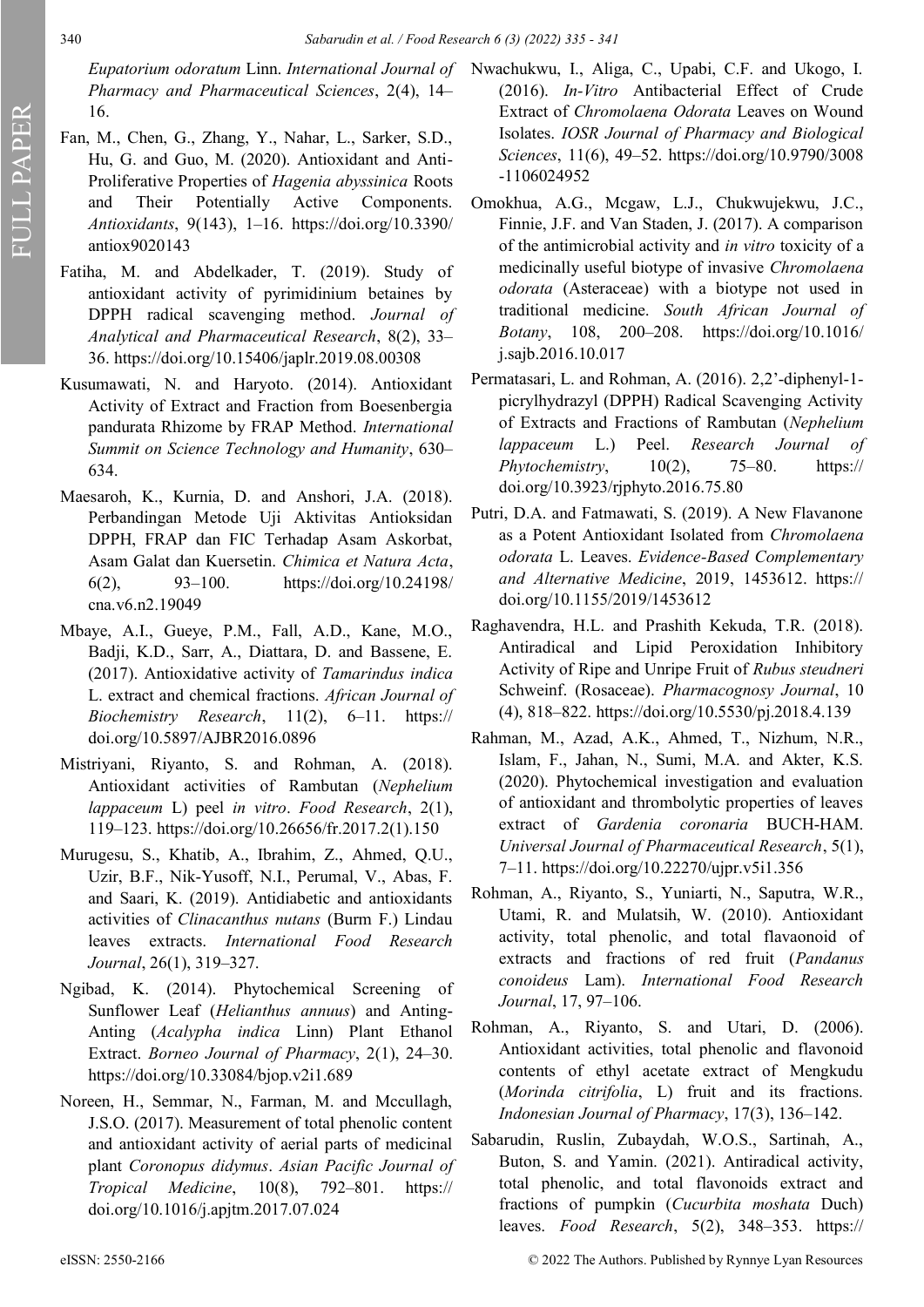*Eupatorium odoratum* Linn. *International Journal of Pharmacy and Pharmaceutical Sciences*, 2(4), 14–16.

Fan, M., Chen, G., Zhang, Y., Nahar, L., Sarker, S.D., Hu, G. and Guo, M. (2020). Antioxidant and Anti-Proliferative Properties of *Hagenia abyssinica* Roots and Their Potentially Active Components. *Antioxidants*, 9(143), 1–16. https://doi.org/10.3390/antiox9020143

Fatiha, M. and Abdelkader, T. (2019). Study of antioxidant activity of pyrimidinium betaines by DPPH radical scavenging method. *Journal of Analytical and Pharmaceutical Research*, 8(2), 33–36. https://doi.org/10.15406/japlr.2019.08.00308

Kusumawati, N. and Haryoto. (2014). Antioxidant Activity of Extract and Fraction from Boesenbergia pandurata Rhizome by FRAP Method. *International Summit on Science Technology and Humanity*, 630–634.

Maesaroh, K., Kurnia, D. and Anshori, J.A. (2018). Perbandingan Metode Uji Aktivitas Antioksidan DPPH, FRAP dan FIC Terhadap Asam Askorbat, Asam Galat dan Kuersetin. *Chimica et Natura Acta*, 6(2), 93–100. https://doi.org/10.24198/cna.v6.n2.19049

Mbaye, A.I., Gueye, P.M., Fall, A.D., Kane, M.O., Badji, K.D., Sarr, A., Diattara, D. and Bassene, E. (2017). Antioxidative activity of *Tamarindus indica* L. extract and chemical fractions. *African Journal of Biochemistry Research*, 11(2), 6–11. https://doi.org/10.5897/AJBR2016.0896

Mistriyani, Riyanto, S. and Rohman, A. (2018). Antioxidant activities of Rambutan (*Nephelium lappaceum* L) peel *in vitro*. *Food Research*, 2(1), 119–123. https://doi.org/10.26656/fr.2017.2(1).150

Murugesu, S., Khatib, A., Ibrahim, Z., Ahmed, Q.U., Uzir, B.F., Nik-Yusoff, N.I., Perumal, V., Abas, F. and Saari, K. (2019). Antidiabetic and antioxidants activities of *Clinacanthus nutans* (Burm F.) Lindau leaves extracts. *International Food Research Journal*, 26(1), 319–327.

Ngibad, K. (2014). Phytochemical Screening of Sunflower Leaf (*Helianthus annuus*) and Anting-Anting (*Acalypha indica* Linn) Plant Ethanol Extract. *Borneo Journal of Pharmacy*, 2(1), 24–30. https://doi.org/10.33084/bjop.v2i1.689

Noreen, H., Semmar, N., Farman, M. and Mccullagh, J.S.O. (2017). Measurement of total phenolic content and antioxidant activity of aerial parts of medicinal plant *Coronopus didymus*. *Asian Pacific Journal of Tropical Medicine*, 10(8), 792–801. https://doi.org/10.1016/j.apjtm.2017.07.024

Nwachukwu, I., Aliga, C., Upabi, C.F. and Ukogo, I. (2016). *In-Vitro* Antibacterial Effect of Crude Extract of *Chromolaena Odorata* Leaves on Wound Isolates. *IOSR Journal of Pharmacy and Biological Sciences*, 11(6), 49–52. https://doi.org/10.9790/3008-1106024952

Omokhua, A.G., Mcgaw, L.J., Chukwujekwu, J.C., Finnie, J.F. and Van Staden, J. (2017). A comparison of the antimicrobial activity and *in vitro* toxicity of a medicinally useful biotype of invasive *Chromolaena odorata* (Asteraceae) with a biotype not used in traditional medicine. *South African Journal of Botany*, 108, 200–208. https://doi.org/10.1016/j.sajb.2016.10.017

Permatasari, L. and Rohman, A. (2016). 2,2'-diphenyl-1-picrylhydrazyl (DPPH) Radical Scavenging Activity of Extracts and Fractions of Rambutan (*Nephelium lappaceum* L.) Peel. *Research Journal of Phytochemistry*, 10(2), 75–80. https://doi.org/10.3923/rjphyto.2016.75.80

Putri, D.A. and Fatmawati, S. (2019). A New Flavanone as a Potent Antioxidant Isolated from *Chromolaena odorata* L. Leaves. *Evidence-Based Complementary and Alternative Medicine*, 2019, 1453612. https://doi.org/10.1155/2019/1453612

Raghavendra, H.L. and Prashith Kekuda, T.R. (2018). Antiradical and Lipid Peroxidation Inhibitory Activity of Ripe and Unripe Fruit of *Rubus steudneri* Schweinf. (Rosaceae). *Pharmacognosy Journal*, 10 (4), 818–822. https://doi.org/10.5530/pj.2018.4.139

Rahman, M., Azad, A.K., Ahmed, T., Nizhum, N.R., Islam, F., Jahan, N., Sumi, M.A. and Akter, K.S. (2020). Phytochemical investigation and evaluation of antioxidant and thrombolytic properties of leaves extract of *Gardenia coronaria* BUCH-HAM. *Universal Journal of Pharmaceutical Research*, 5(1), 7–11. https://doi.org/10.22270/ujpr.v5i1.356

Rohman, A., Riyanto, S., Yuniarti, N., Saputra, W.R., Utami, R. and Mulatsih, W. (2010). Antioxidant activity, total phenolic, and total flavaonoid of extracts and fractions of red fruit (*Pandanus conoideus* Lam). *International Food Research Journal*, 17, 97–106.

Rohman, A., Riyanto, S. and Utari, D. (2006). Antioxidant activities, total phenolic and flavonoid contents of ethyl acetate extract of Mengkudu (*Morinda citrifolia*, L) fruit and its fractions. *Indonesian Journal of Pharmacy*, 17(3), 136–142.

Sabarudin, Ruslin, Zubaydah, W.O.S., Sartinah, A., Buton, S. and Yamin. (2021). Antiradical activity, total phenolic, and total flavonoids extract and fractions of pumpkin (*Cucurbita moshata* Duch) leaves. *Food Research*, 5(2), 348–353. https://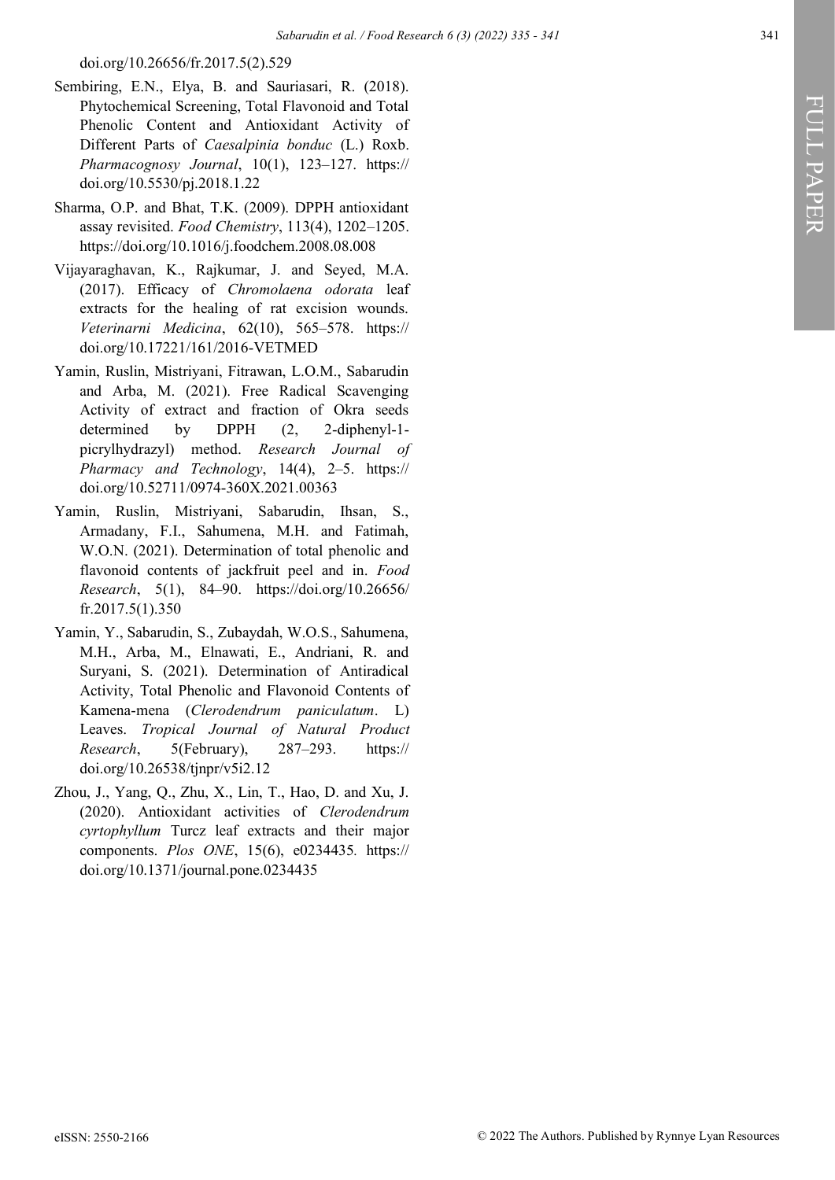doi.org/10.26656/fr.2017.5(2).529

Sembiring, E.N., Elya, B. and Sauriasari, R. (2018). Phytochemical Screening, Total Flavonoid and Total Phenolic Content and Antioxidant Activity of Different Parts of *Caesalpinia bonduc* (L.) Roxb. *Pharmacognosy Journal*, 10(1), 123–127. https://doi.org/10.5530/pj.2018.1.22

Sharma, O.P. and Bhat, T.K. (2009). DPPH antioxidant assay revisited. *Food Chemistry*, 113(4), 1202–1205. https://doi.org/10.1016/j.foodchem.2008.08.008

Vijayaraghavan, K., Rajkumar, J. and Seyed, M.A. (2017). Efficacy of *Chromolaena odorata* leaf extracts for the healing of rat excision wounds. *Veterinarni Medicina*, 62(10), 565–578. https://doi.org/10.17221/161/2016-VETMED

Yamin, Ruslin, Mistriyani, Fitrawan, L.O.M., Sabarudin and Arba, M. (2021). Free Radical Scavenging Activity of extract and fraction of Okra seeds determined by DPPH (2, 2-diphenyl-1-picrylhydrazyl) method. *Research Journal of Pharmacy and Technology*, 14(4), 2–5. https://doi.org/10.52711/0974-360X.2021.00363

Yamin, Ruslin, Mistriyani, Sabarudin, Ihsan, S., Armadany, F.I., Sahumena, M.H. and Fatimah, W.O.N. (2021). Determination of total phenolic and flavonoid contents of jackfruit peel and in. *Food Research*, 5(1), 84–90. https://doi.org/10.26656/fr.2017.5(1).350

Yamin, Y., Sabarudin, S., Zubaydah, W.O.S., Sahumena, M.H., Arba, M., Elnawati, E., Andriani, R. and Suryani, S. (2021). Determination of Antiradical Activity, Total Phenolic and Flavonoid Contents of Kamena-mena (*Clerodendrum paniculatum*. L) Leaves. *Tropical Journal of Natural Product Research*, 5(February), 287–293. https://doi.org/10.26538/tjnpr/v5i2.12

Zhou, J., Yang, Q., Zhu, X., Lin, T., Hao, D. and Xu, J. (2020). Antioxidant activities of *Clerodendrum cyrtophyllum* Turcz leaf extracts and their major components. *Plos ONE*, 15(6), e0234435. https://doi.org/10.1371/journal.pone.0234435